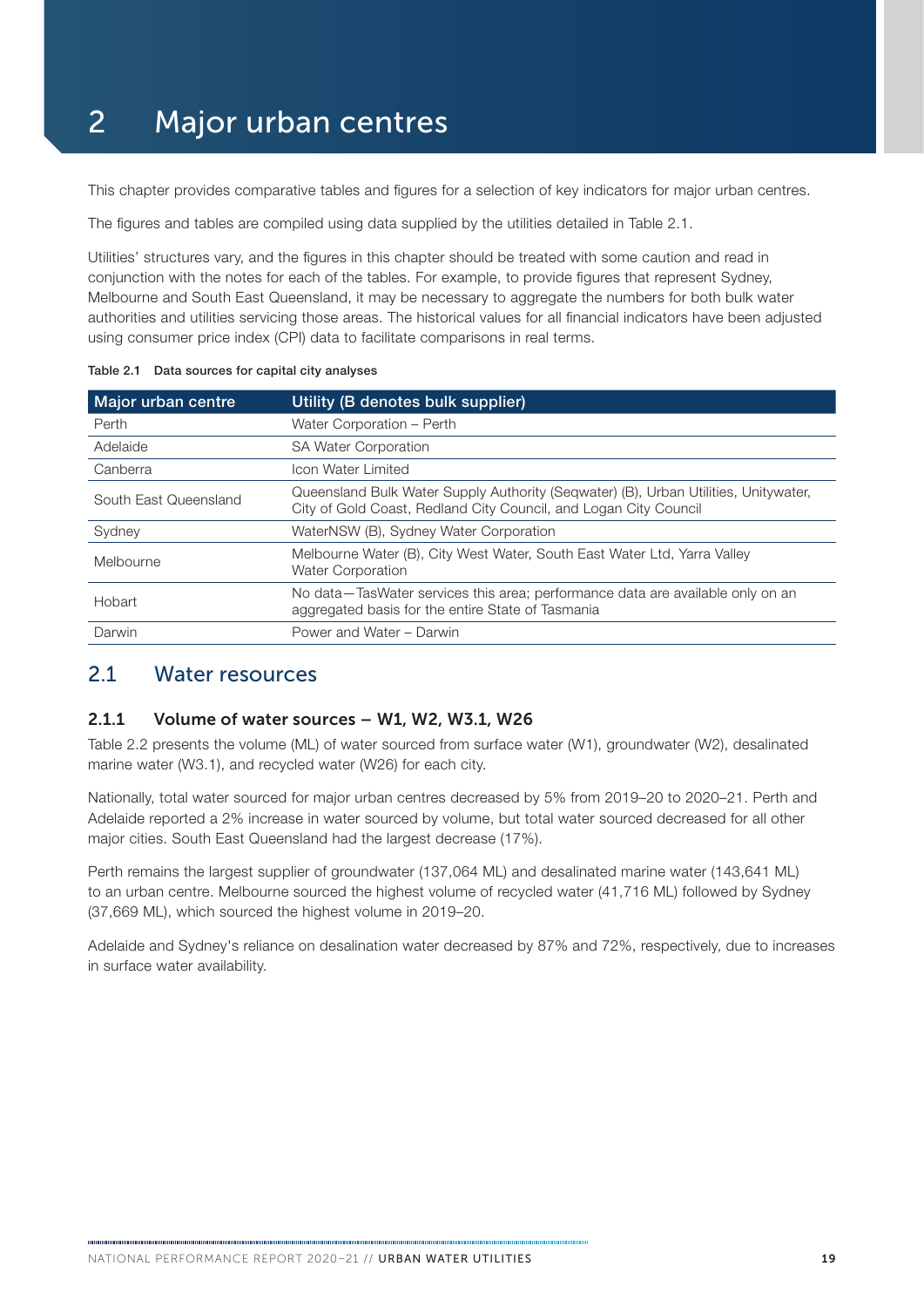# 2 Major urban centres

This chapter provides comparative tables and figures for a selection of key indicators for major urban centres.

The figures and tables are compiled using data supplied by the utilities detailed in Table 2.1.

Utilities' structures vary, and the figures in this chapter should be treated with some caution and read in conjunction with the notes for each of the tables. For example, to provide figures that represent Sydney, Melbourne and South East Queensland, it may be necessary to aggregate the numbers for both bulk water authorities and utilities servicing those areas. The historical values for all financial indicators have been adjusted using consumer price index (CPI) data to facilitate comparisons in real terms.

Table 2.1 Data sources for capital city analyses

| Major urban centre | Utility (B denotes bulk supplier) |
|---|---|
| Perth | Water Corporation – Perth |
| Adelaide | SA Water Corporation |
| Canberra | Icon Water Limited |
| South East Queensland | Queensland Bulk Water Supply Authority (Seqwater) (B), Urban Utilities, Unitywater, City of Gold Coast, Redland City Council, and Logan City Council |
| Sydney | WaterNSW (B), Sydney Water Corporation |
| Melbourne | Melbourne Water (B), City West Water, South East Water Ltd, Yarra Valley Water Corporation |
| Hobart | No data—TasWater services this area; performance data are available only on an aggregated basis for the entire State of Tasmania |
| Darwin | Power and Water – Darwin |

## 2.1 Water resources

### 2.1.1 Volume of water sources – W1, W2, W3.1, W26

Table 2.2 presents the volume (ML) of water sourced from surface water (W1), groundwater (W2), desalinated marine water (W3.1), and recycled water (W26) for each city.

Nationally, total water sourced for major urban centres decreased by 5% from 2019–20 to 2020–21. Perth and Adelaide reported a 2% increase in water sourced by volume, but total water sourced decreased for all other major cities. South East Queensland had the largest decrease (17%).

Perth remains the largest supplier of groundwater (137,064 ML) and desalinated marine water (143,641 ML) to an urban centre. Melbourne sourced the highest volume of recycled water (41,716 ML) followed by Sydney (37,669 ML), which sourced the highest volume in 2019–20.

Adelaide and Sydney's reliance on desalination water decreased by 87% and 72%, respectively, due to increases in surface water availability.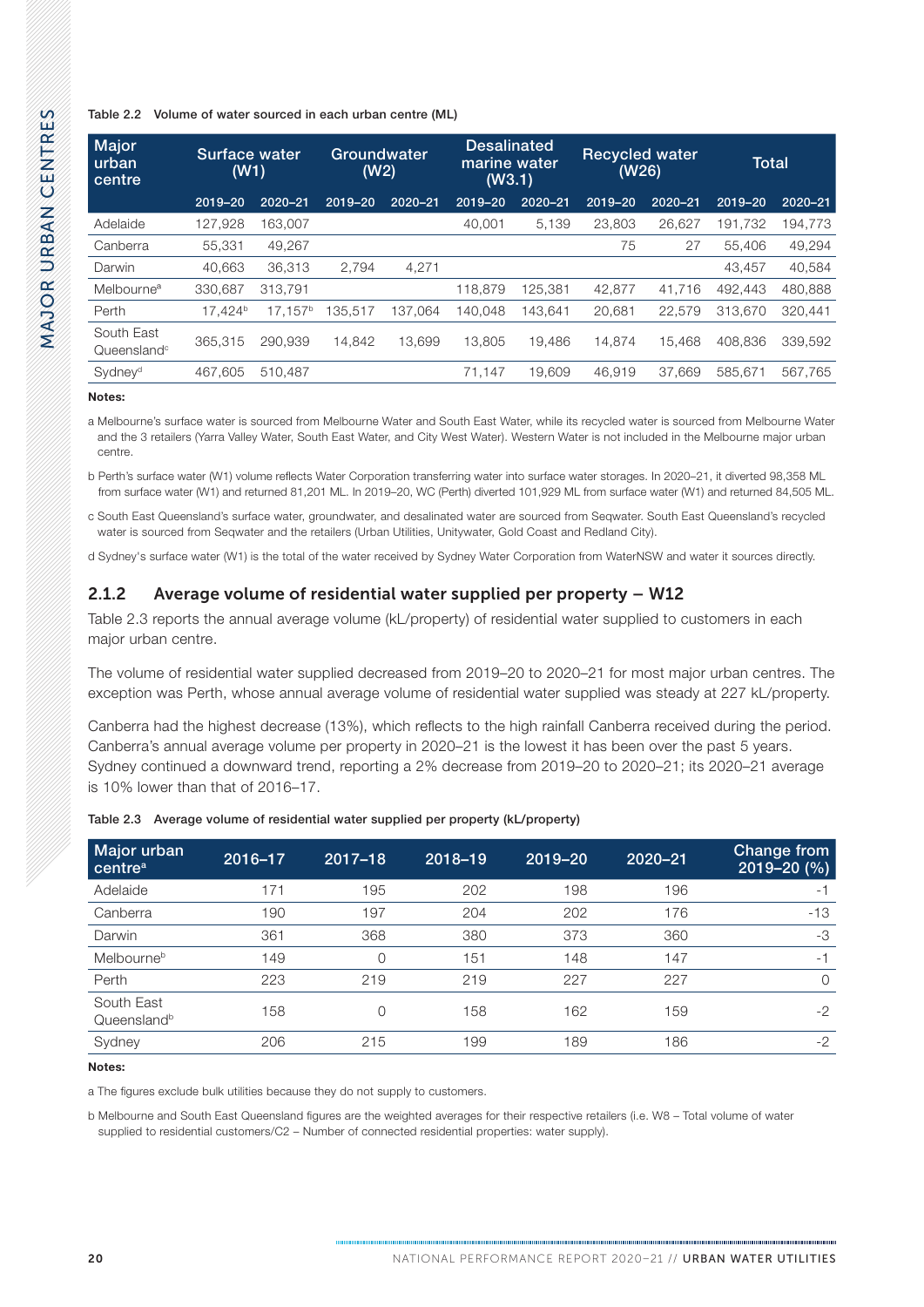Table 2.2 Volume of water sourced in each urban centre (ML)

| Major urban centre | Surface water (W1) | | Groundwater (W2) | | Desalinated marine water (W3.1) | | Recycled water (W26) | | Total | |
|---|---|---|---|---|---|---|---|---|---|---|
| | 2019–20 | 2020–21 | 2019–20 | 2020–21 | 2019–20 | 2020–21 | 2019–20 | 2020–21 | 2019–20 | 2020–21 |
| Adelaide | 127,928 | 163,007 | | | 40,001 | 5,139 | 23,803 | 26,627 | 191,732 | 194,773 |
| Canberra | 55,331 | 49,267 | | | | | 75 | 27 | 55,406 | 49,294 |
| Darwin | 40,663 | 36,313 | 2,794 | 4,271 | | | | | 43,457 | 40,584 |
| Melbourne[a] | 330,687 | 313,791 | | | 118,879 | 125,381 | 42,877 | 41,716 | 492,443 | 480,888 |
| Perth | 17,424[b] | 17,157[b] | 135,517 | 137,064 | 140,048 | 143,641 | 20,681 | 22,579 | 313,670 | 320,441 |
| South East Queensland[c] | 365,315 | 290,939 | 14,842 | 13,699 | 13,805 | 19,486 | 14,874 | 15,468 | 408,836 | 339,592 |
| Sydney[d] | 467,605 | 510,487 | | | 71,147 | 19,609 | 46,919 | 37,669 | 585,671 | 567,765 |

**Notes:**

a Melbourne's surface water is sourced from Melbourne Water and South East Water, while its recycled water is sourced from Melbourne Water and the 3 retailers (Yarra Valley Water, South East Water, and City West Water). Western Water is not included in the Melbourne major urban centre.

b Perth's surface water (W1) volume reflects Water Corporation transferring water into surface water storages. In 2020–21, it diverted 98,358 ML from surface water (W1) and returned 81,201 ML. In 2019–20, WC (Perth) diverted 101,929 ML from surface water (W1) and returned 84,505 ML.

c South East Queensland's surface water, groundwater, and desalinated water are sourced from Seqwater. South East Queensland's recycled water is sourced from Seqwater and the retailers (Urban Utilities, Unitywater, Gold Coast and Redland City).

d Sydney's surface water (W1) is the total of the water received by Sydney Water Corporation from WaterNSW and water it sources directly.

### 2.1.2 Average volume of residential water supplied per property – W12

Table 2.3 reports the annual average volume (kL/property) of residential water supplied to customers in each major urban centre.

The volume of residential water supplied decreased from 2019–20 to 2020–21 for most major urban centres. The exception was Perth, whose annual average volume of residential water supplied was steady at 227 kL/property.

Canberra had the highest decrease (13%), which reflects to the high rainfall Canberra received during the period. Canberra's annual average volume per property in 2020–21 is the lowest it has been over the past 5 years. Sydney continued a downward trend, reporting a 2% decrease from 2019–20 to 2020–21; its 2020–21 average is 10% lower than that of 2016–17.

Table 2.3 Average volume of residential water supplied per property (kL/property)

| Major urban centre[a] | 2016–17 | 2017–18 | 2018–19 | 2019–20 | 2020–21 | Change from 2019–20 (%) |
|---|---|---|---|---|---|---|
| Adelaide | 171 | 195 | 202 | 198 | 196 | -1 |
| Canberra | 190 | 197 | 204 | 202 | 176 | -13 |
| Darwin | 361 | 368 | 380 | 373 | 360 | -3 |
| Melbourne[b] | 149 | 0 | 151 | 148 | 147 | -1 |
| Perth | 223 | 219 | 219 | 227 | 227 | 0 |
| South East Queensland[b] | 158 | 0 | 158 | 162 | 159 | -2 |
| Sydney | 206 | 215 | 199 | 189 | 186 | -2 |

**Notes:**

a The figures exclude bulk utilities because they do not supply to customers.

b Melbourne and South East Queensland figures are the weighted averages for their respective retailers (i.e. W8 – Total volume of water supplied to residential customers/C2 – Number of connected residential properties: water supply).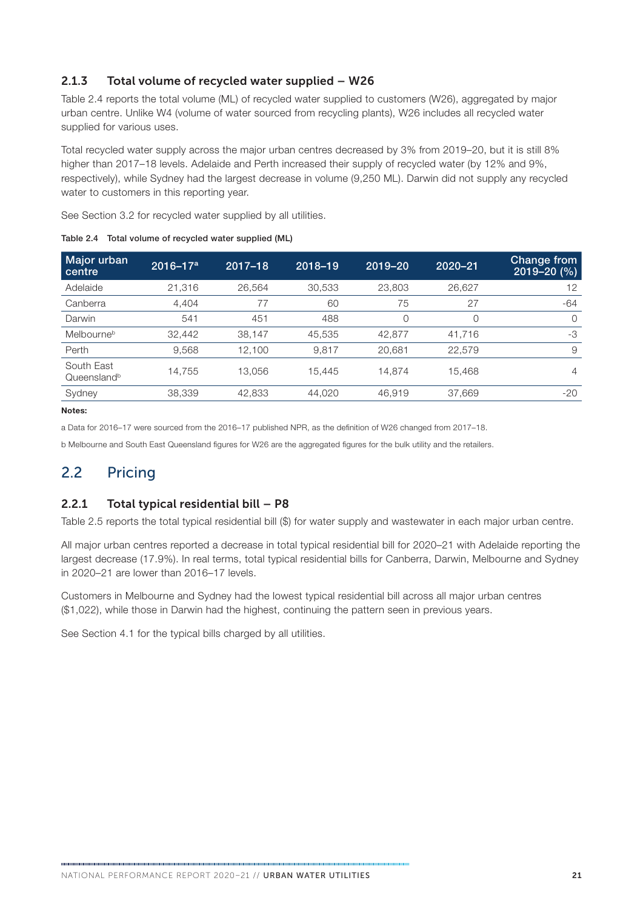### 2.1.3 Total volume of recycled water supplied – W26

Table 2.4 reports the total volume (ML) of recycled water supplied to customers (W26), aggregated by major urban centre. Unlike W4 (volume of water sourced from recycling plants), W26 includes all recycled water supplied for various uses.

Total recycled water supply across the major urban centres decreased by 3% from 2019–20, but it is still 8% higher than 2017–18 levels. Adelaide and Perth increased their supply of recycled water (by 12% and 9%, respectively), while Sydney had the largest decrease in volume (9,250 ML). Darwin did not supply any recycled water to customers in this reporting year.

See Section 3.2 for recycled water supplied by all utilities.

Table 2.4 Total volume of recycled water supplied (ML)

| Major urban centre | 2016–17[a] | 2017–18 | 2018–19 | 2019–20 | 2020–21 | Change from 2019–20 (%) |
|---|---|---|---|---|---|---|
| Adelaide | 21,316 | 26,564 | 30,533 | 23,803 | 26,627 | 12 |
| Canberra | 4,404 | 77 | 60 | 75 | 27 | -64 |
| Darwin | 541 | 451 | 488 | 0 | 0 | 0 |
| Melbourne[b] | 32,442 | 38,147 | 45,535 | 42,877 | 41,716 | -3 |
| Perth | 9,568 | 12,100 | 9,817 | 20,681 | 22,579 | 9 |
| South East Queensland[b] | 14,755 | 13,056 | 15,445 | 14,874 | 15,468 | 4 |
| Sydney | 38,339 | 42,833 | 44,020 | 46,919 | 37,669 | -20 |

**Notes:**

a Data for 2016–17 were sourced from the 2016–17 published NPR, as the definition of W26 changed from 2017–18.

b Melbourne and South East Queensland figures for W26 are the aggregated figures for the bulk utility and the retailers.

## 2.2 Pricing

### 2.2.1 Total typical residential bill – P8

Table 2.5 reports the total typical residential bill ($) for water supply and wastewater in each major urban centre.

All major urban centres reported a decrease in total typical residential bill for 2020–21 with Adelaide reporting the largest decrease (17.9%). In real terms, total typical residential bills for Canberra, Darwin, Melbourne and Sydney in 2020–21 are lower than 2016–17 levels.

Customers in Melbourne and Sydney had the lowest typical residential bill across all major urban centres ($1,022), while those in Darwin had the highest, continuing the pattern seen in previous years.

See Section 4.1 for the typical bills charged by all utilities.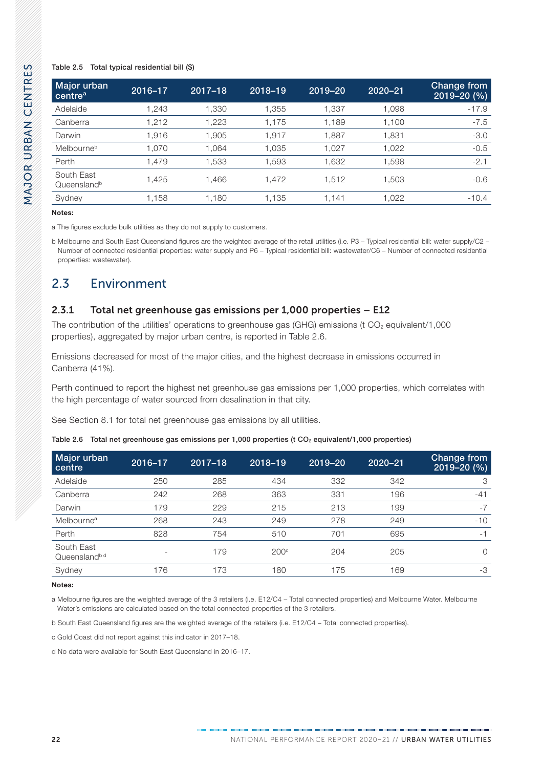Table 2.5 Total typical residential bill ($)

| Major urban centre[a] | 2016–17 | 2017–18 | 2018–19 | 2019–20 | 2020–21 | Change from 2019–20 (%) |
|---|---|---|---|---|---|---|
| Adelaide | 1,243 | 1,330 | 1,355 | 1,337 | 1,098 | -17.9 |
| Canberra | 1,212 | 1,223 | 1,175 | 1,189 | 1,100 | -7.5 |
| Darwin | 1,916 | 1,905 | 1,917 | 1,887 | 1,831 | -3.0 |
| Melbourne[b] | 1,070 | 1,064 | 1,035 | 1,027 | 1,022 | -0.5 |
| Perth | 1,479 | 1,533 | 1,593 | 1,632 | 1,598 | -2.1 |
| South East Queensland[b] | 1,425 | 1,466 | 1,472 | 1,512 | 1,503 | -0.6 |
| Sydney | 1,158 | 1,180 | 1,135 | 1,141 | 1,022 | -10.4 |

**Notes:**

a The figures exclude bulk utilities as they do not supply to customers.

b Melbourne and South East Queensland figures are the weighted average of the retail utilities (i.e. P3 – Typical residential bill: water supply/C2 – Number of connected residential properties: water supply and P6 – Typical residential bill: wastewater/C6 – Number of connected residential properties: wastewater).

## 2.3 Environment

### 2.3.1 Total net greenhouse gas emissions per 1,000 properties – E12

The contribution of the utilities' operations to greenhouse gas (GHG) emissions (t $CO_2$ equivalent/1,000 properties), aggregated by major urban centre, is reported in Table 2.6.

Emissions decreased for most of the major cities, and the highest decrease in emissions occurred in Canberra (41%).

Perth continued to report the highest net greenhouse gas emissions per 1,000 properties, which correlates with the high percentage of water sourced from desalination in that city.

See Section 8.1 for total net greenhouse gas emissions by all utilities.

Table 2.6 Total net greenhouse gas emissions per 1,000 properties (t $CO_2$ equivalent/1,000 properties)

| Major urban centre | 2016–17 | 2017–18 | 2018–19 | 2019–20 | 2020–21 | Change from 2019–20 (%) |
|---|---|---|---|---|---|---|
| Adelaide | 250 | 285 | 434 | 332 | 342 | 3 |
| Canberra | 242 | 268 | 363 | 331 | 196 | -41 |
| Darwin | 179 | 229 | 215 | 213 | 199 | -7 |
| Melbourne[a] | 268 | 243 | 249 | 278 | 249 | -10 |
| Perth | 828 | 754 | 510 | 701 | 695 | -1 |
| South East Queensland[b d] | - | 179 | 200[c] | 204 | 205 | 0 |
| Sydney | 176 | 173 | 180 | 175 | 169 | -3 |

**Notes:**

a Melbourne figures are the weighted average of the 3 retailers (i.e. E12/C4 – Total connected properties) and Melbourne Water. Melbourne Water's emissions are calculated based on the total connected properties of the 3 retailers.

b South East Queensland figures are the weighted average of the retailers (i.e. E12/C4 – Total connected properties).

c Gold Coast did not report against this indicator in 2017–18.

d No data were available for South East Queensland in 2016–17.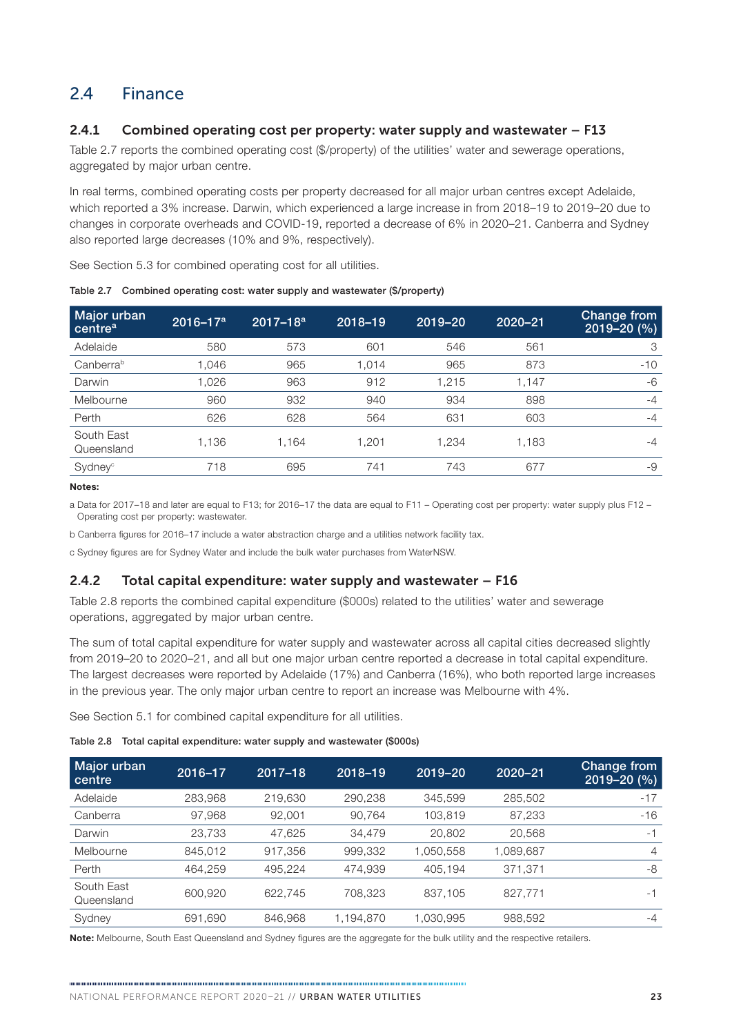## 2.4 Finance

### 2.4.1 Combined operating cost per property: water supply and wastewater – F13

Table 2.7 reports the combined operating cost ($/property) of the utilities' water and sewerage operations, aggregated by major urban centre.

In real terms, combined operating costs per property decreased for all major urban centres except Adelaide, which reported a 3% increase. Darwin, which experienced a large increase in from 2018–19 to 2019–20 due to changes in corporate overheads and COVID-19, reported a decrease of 6% in 2020–21. Canberra and Sydney also reported large decreases (10% and 9%, respectively).

See Section 5.3 for combined operating cost for all utilities.

**Table 2.7 Combined operating cost: water supply and wastewater ($/property)**

| Major urban centre[a] | 2016–17[a] | 2017–18[a] | 2018–19 | 2019–20 | 2020–21 | Change from 2019–20 (%) |
|---|---|---|---|---|---|---|
| Adelaide | 580 | 573 | 601 | 546 | 561 | 3 |
| Canberra[b] | 1,046 | 965 | 1,014 | 965 | 873 | -10 |
| Darwin | 1,026 | 963 | 912 | 1,215 | 1,147 | -6 |
| Melbourne | 960 | 932 | 940 | 934 | 898 | -4 |
| Perth | 626 | 628 | 564 | 631 | 603 | -4 |
| South East Queensland | 1,136 | 1,164 | 1,201 | 1,234 | 1,183 | -4 |
| Sydney[c] | 718 | 695 | 741 | 743 | 677 | -9 |

**Notes:**

a Data for 2017–18 and later are equal to F13; for 2016–17 the data are equal to F11 – Operating cost per property: water supply plus F12 – Operating cost per property: wastewater.

b Canberra figures for 2016–17 include a water abstraction charge and a utilities network facility tax.

c Sydney figures are for Sydney Water and include the bulk water purchases from WaterNSW.

### 2.4.2 Total capital expenditure: water supply and wastewater – F16

Table 2.8 reports the combined capital expenditure ($000s) related to the utilities' water and sewerage operations, aggregated by major urban centre.

The sum of total capital expenditure for water supply and wastewater across all capital cities decreased slightly from 2019–20 to 2020–21, and all but one major urban centre reported a decrease in total capital expenditure. The largest decreases were reported by Adelaide (17%) and Canberra (16%), who both reported large increases in the previous year. The only major urban centre to report an increase was Melbourne with 4%.

See Section 5.1 for combined capital expenditure for all utilities.

**Table 2.8 Total capital expenditure: water supply and wastewater ($000s)**

| Major urban centre | 2016–17 | 2017–18 | 2018–19 | 2019–20 | 2020–21 | Change from 2019–20 (%) |
|---|---|---|---|---|---|---|
| Adelaide | 283,968 | 219,630 | 290,238 | 345,599 | 285,502 | -17 |
| Canberra | 97,968 | 92,001 | 90,764 | 103,819 | 87,233 | -16 |
| Darwin | 23,733 | 47,625 | 34,479 | 20,802 | 20,568 | -1 |
| Melbourne | 845,012 | 917,356 | 999,332 | 1,050,558 | 1,089,687 | 4 |
| Perth | 464,259 | 495,224 | 474,939 | 405,194 | 371,371 | -8 |
| South East Queensland | 600,920 | 622,745 | 708,323 | 837,105 | 827,771 | -1 |
| Sydney | 691,690 | 846,968 | 1,194,870 | 1,030,995 | 988,592 | -4 |

**Note:** Melbourne, South East Queensland and Sydney figures are the aggregate for the bulk utility and the respective retailers.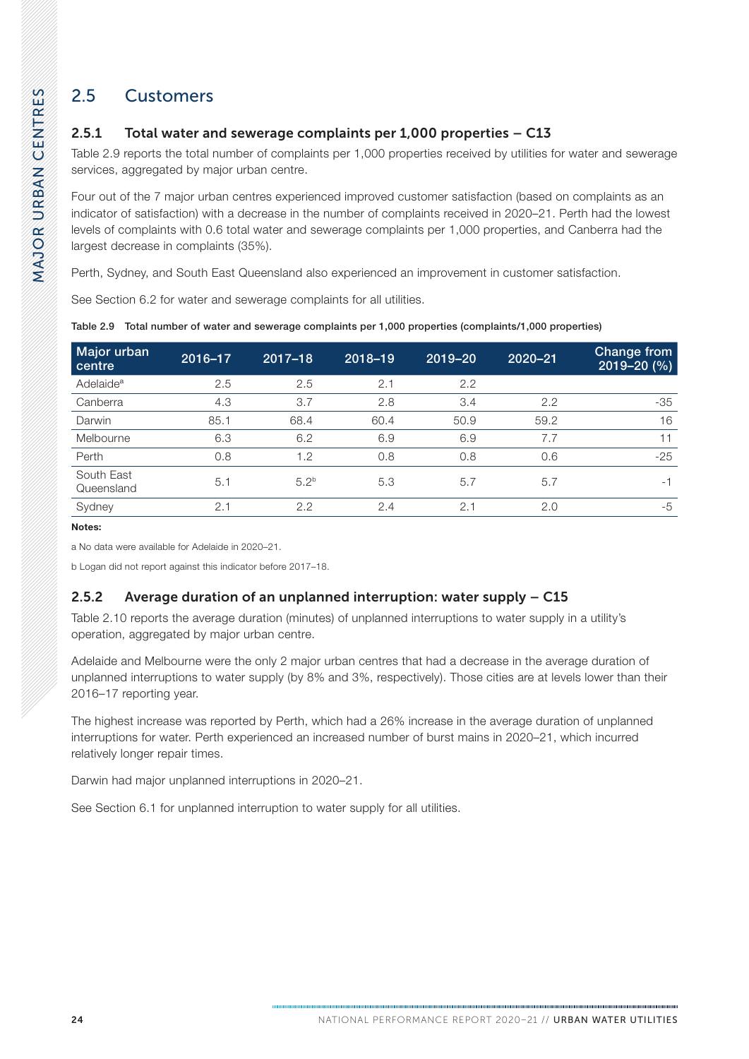## 2.5 Customers

### 2.5.1 Total water and sewerage complaints per 1,000 properties – C13

Table 2.9 reports the total number of complaints per 1,000 properties received by utilities for water and sewerage services, aggregated by major urban centre.

Four out of the 7 major urban centres experienced improved customer satisfaction (based on complaints as an indicator of satisfaction) with a decrease in the number of complaints received in 2020–21. Perth had the lowest levels of complaints with 0.6 total water and sewerage complaints per 1,000 properties, and Canberra had the largest decrease in complaints (35%).

Perth, Sydney, and South East Queensland also experienced an improvement in customer satisfaction.

See Section 6.2 for water and sewerage complaints for all utilities.

**Table 2.9 Total number of water and sewerage complaints per 1,000 properties (complaints/1,000 properties)**

| Major urban centre | 2016–17 | 2017–18 | 2018–19 | 2019–20 | 2020–21 | Change from 2019–20 (%) |
|---|---|---|---|---|---|---|
| Adelaide[a] | 2.5 | 2.5 | 2.1 | 2.2 | | |
| Canberra | 4.3 | 3.7 | 2.8 | 3.4 | 2.2 | -35 |
| Darwin | 85.1 | 68.4 | 60.4 | 50.9 | 59.2 | 16 |
| Melbourne | 6.3 | 6.2 | 6.9 | 6.9 | 7.7 | 11 |
| Perth | 0.8 | 1.2 | 0.8 | 0.8 | 0.6 | -25 |
| South East Queensland | 5.1 | 5.2[b] | 5.3 | 5.7 | 5.7 | -1 |
| Sydney | 2.1 | 2.2 | 2.4 | 2.1 | 2.0 | -5 |

**Notes:**

a No data were available for Adelaide in 2020–21.

b Logan did not report against this indicator before 2017–18.

### 2.5.2 Average duration of an unplanned interruption: water supply – C15

Table 2.10 reports the average duration (minutes) of unplanned interruptions to water supply in a utility's operation, aggregated by major urban centre.

Adelaide and Melbourne were the only 2 major urban centres that had a decrease in the average duration of unplanned interruptions to water supply (by 8% and 3%, respectively). Those cities are at levels lower than their 2016–17 reporting year.

The highest increase was reported by Perth, which had a 26% increase in the average duration of unplanned interruptions for water. Perth experienced an increased number of burst mains in 2020–21, which incurred relatively longer repair times.

Darwin had major unplanned interruptions in 2020–21.

See Section 6.1 for unplanned interruption to water supply for all utilities.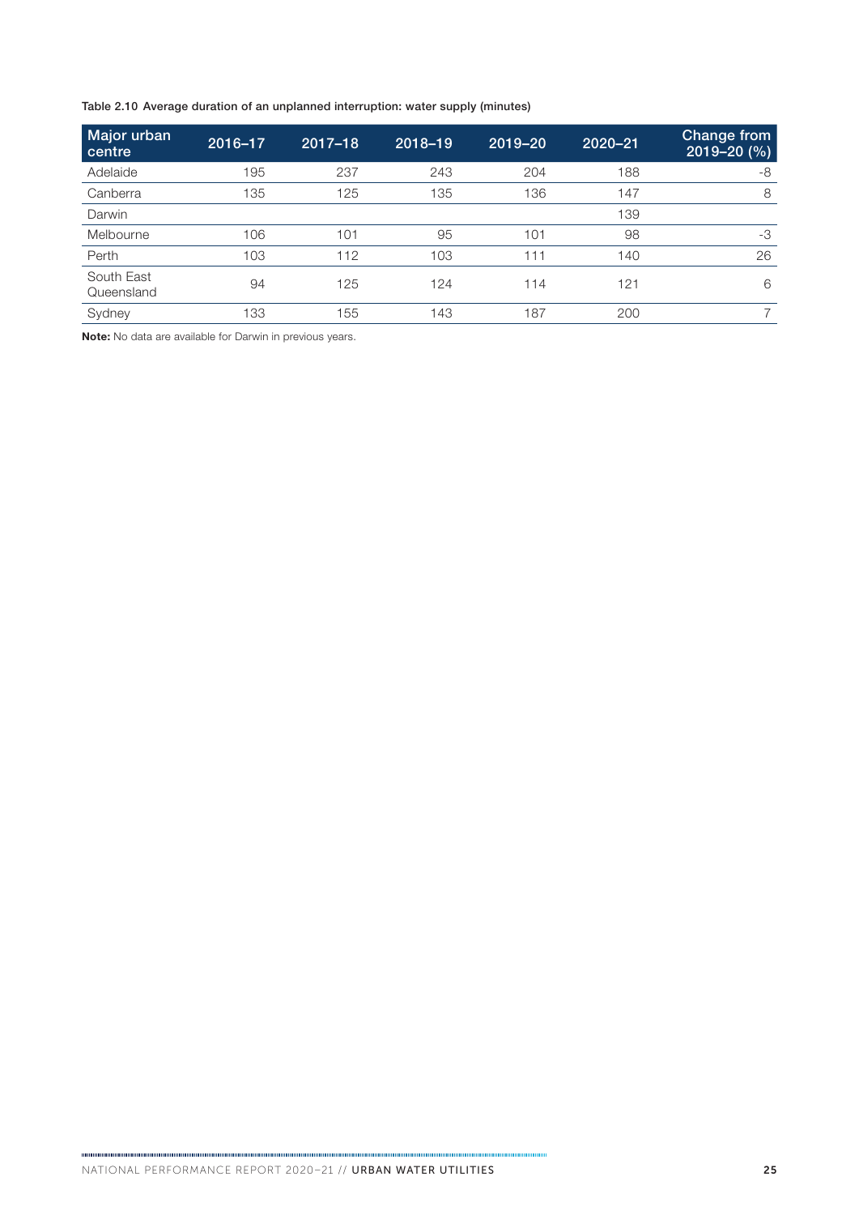Table 2.10 Average duration of an unplanned interruption: water supply (minutes)

| Major urban centre | 2016–17 | 2017–18 | 2018–19 | 2019–20 | 2020–21 | Change from 2019–20 (%) |
|---|---|---|---|---|---|---|
| Adelaide | 195 | 237 | 243 | 204 | 188 | -8 |
| Canberra | 135 | 125 | 135 | 136 | 147 | 8 |
| Darwin | | | | | 139 | |
| Melbourne | 106 | 101 | 95 | 101 | 98 | -3 |
| Perth | 103 | 112 | 103 | 111 | 140 | 26 |
| South East Queensland | 94 | 125 | 124 | 114 | 121 | 6 |
| Sydney | 133 | 155 | 143 | 187 | 200 | 7 |

**Note:** No data are available for Darwin in previous years.